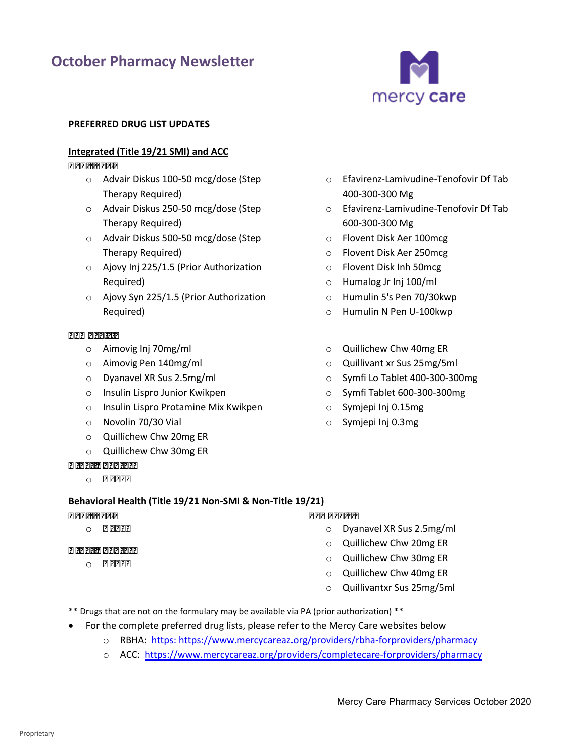# October Pharmacy Newsletter

**PREFERRED DRUG LIST UPDATES**

**Integrated (Title 19/21 SMI) and ACC**

**? ???????**

- Advair Diskus 100-50 mcg/dose (Step Therapy Required)
- Advair Diskus 250-50 mcg/dose (Step Therapy Required)
- Advair Diskus 500-50 mcg/dose (Step Therapy Required)
- Ajovy Inj 225/1.5 (Prior Authorization Required)
- Ajovy Syn 225/1.5 (Prior Authorization Required)
- Efavirenz-Lamivudine-Tenofovir Df Tab 400-300-300 Mg
- Efavirenz-Lamivudine-Tenofovir Df Tab 600-300-300 Mg
- Flovent Disk Aer 100mcg
- Flovent Disk Aer 250mcg
- Flovent Disk Inh 50mcg
- Humalog Jr Inj 100/ml
- Humulin 5's Pen 70/30kwp
- Humulin N Pen U-100kwp

**??? ??????**

- Aimovig Inj 70mg/ml
- Aimovig Pen 140mg/ml
- Dyanavel XR Sus 2.5mg/ml
- Insulin Lispro Junior Kwikpen
- Insulin Lispro Protamine Mix Kwikpen
- Novolin 70/30 Vial
- Quillichew Chw 20mg ER
- Quillichew Chw 30mg ER
- Quillichew Chw 40mg ER
- Quillivant xr Sus 25mg/5ml
- Symfi Lo Tablet 400-300-300mg
- Symfi Tablet 600-300-300mg
- Symjepi Inj 0.15mg
- Symjepi Inj 0.3mg

**? ?????? ???????**

- ?????

**Behavioral Health (Title 19/21 Non-SMI & Non-Title 19/21)**

**? ???????**

- ?????

**? ?????? ???????**

- ?????

**??? ??????**

- Dyanavel XR Sus 2.5mg/ml
- Quillichew Chw 20mg ER
- Quillichew Chw 30mg ER
- Quillichew Chw 40mg ER
- Quillivantxr Sus 25mg/5ml

** Drugs that are not on the formulary may be available via PA (prior authorization) **

- For the complete preferred drug lists, please refer to the Mercy Care websites below
  - RBHA: https: https://www.mercycareaz.org/providers/rbha-forproviders/pharmacy
  - ACC: https://www.mercycareaz.org/providers/completecare-forproviders/pharmacy

Mercy Care Pharmacy Services October 2020

Proprietary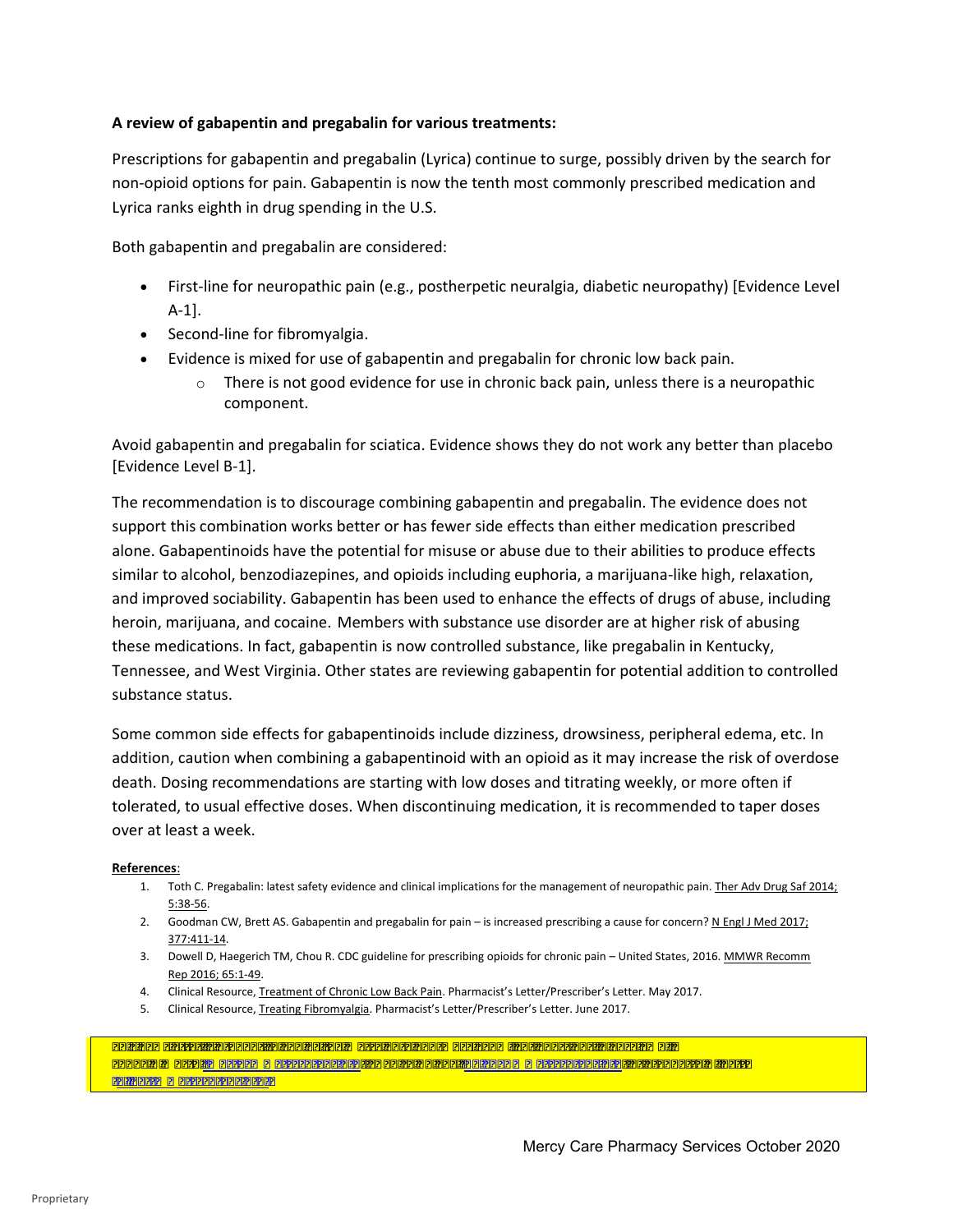**A review of gabapentin and pregabalin for various treatments:**

Prescriptions for gabapentin and pregabalin (Lyrica) continue to surge, possibly driven by the search for non-opioid options for pain. Gabapentin is now the tenth most commonly prescribed medication and Lyrica ranks eighth in drug spending in the U.S.

Both gabapentin and pregabalin are considered:

- First-line for neuropathic pain (e.g., postherpetic neuralgia, diabetic neuropathy) [Evidence Level A-1].
- Second-line for fibromyalgia.
- Evidence is mixed for use of gabapentin and pregabalin for chronic low back pain.
  - There is not good evidence for use in chronic back pain, unless there is a neuropathic component.

Avoid gabapentin and pregabalin for sciatica. Evidence shows they do not work any better than placebo [Evidence Level B-1].

The recommendation is to discourage combining gabapentin and pregabalin. The evidence does not support this combination works better or has fewer side effects than either medication prescribed alone. Gabapentinoids have the potential for misuse or abuse due to their abilities to produce effects similar to alcohol, benzodiazepines, and opioids including euphoria, a marijuana-like high, relaxation, and improved sociability. Gabapentin has been used to enhance the effects of drugs of abuse, including heroin, marijuana, and cocaine. Members with substance use disorder are at higher risk of abusing these medications. In fact, gabapentin is now controlled substance, like pregabalin in Kentucky, Tennessee, and West Virginia. Other states are reviewing gabapentin for potential addition to controlled substance status.

Some common side effects for gabapentinoids include dizziness, drowsiness, peripheral edema, etc. In addition, caution when combining a gabapentinoid with an opioid as it may increase the risk of overdose death. Dosing recommendations are starting with low doses and titrating weekly, or more often if tolerated, to usual effective doses. When discontinuing medication, it is recommended to taper doses over at least a week.

**References**:

1. Toth C. Pregabalin: latest safety evidence and clinical implications for the management of neuropathic pain. Ther Adv Drug Saf 2014; 5:38-56.
2. Goodman CW, Brett AS. Gabapentin and pregabalin for pain – is increased prescribing a cause for concern? N Engl J Med 2017; 377:411-14.
3. Dowell D, Haegerich TM, Chou R. CDC guideline for prescribing opioids for chronic pain – United States, 2016. MMWR Recomm Rep 2016; 65:1-49.
4. Clinical Resource, Treatment of Chronic Low Back Pain. Pharmacist's Letter/Prescriber's Letter. May 2017.
5. Clinical Resource, Treating Fibromyalgia. Pharmacist's Letter/Prescriber's Letter. June 2017.

Mercy Care Pharmacy Services October 2020